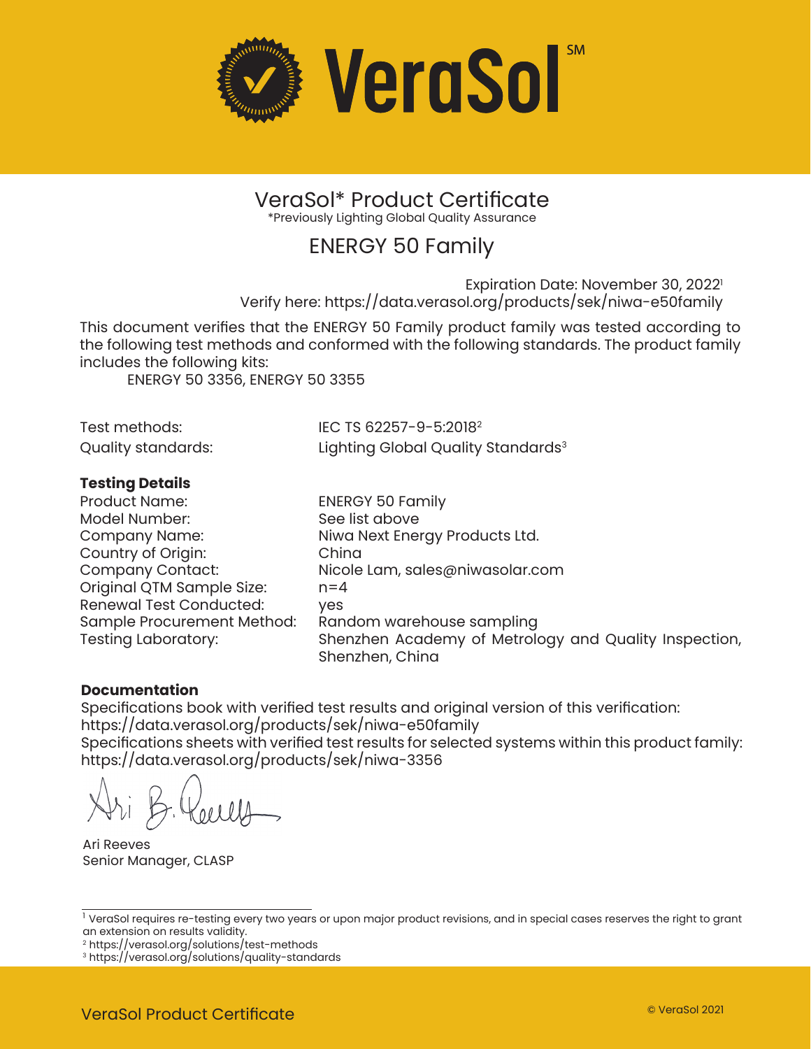# VeraSol℠

## VeraSol* Product Certificate

*Previously Lighting Global Quality Assurance

## ENERGY 50 Family

Expiration Date: November 30, 2022[1]
Verify here: https://data.verasol.org/products/sek/niwa-e50family

This document verifies that the ENERGY 50 Family product family was tested according to the following test methods and conformed with the following standards. The product family includes the following kits:

ENERGY 50 3356, ENERGY 50 3355

| | |
|---|---|
| Test methods: | IEC TS 62257-9-5:2018[2] |
| Quality standards: | Lighting Global Quality Standards[3] |

**Testing Details**

| | |
|---|---|
| Product Name: | ENERGY 50 Family |
| Model Number: | See list above |
| Company Name: | Niwa Next Energy Products Ltd. |
| Country of Origin: | China |
| Company Contact: | Nicole Lam, sales@niwasolar.com |
| Original QTM Sample Size: | n=4 |
| Renewal Test Conducted: | yes |
| Sample Procurement Method: | Random warehouse sampling |
| Testing Laboratory: | Shenzhen Academy of Metrology and Quality Inspection, Shenzhen, China |

**Documentation**

Specifications book with verified test results and original version of this verification:
https://data.verasol.org/products/sek/niwa-e50family
Specifications sheets with verified test results for selected systems within this product family:
https://data.verasol.org/products/sek/niwa-3356

Ari B. Reeves

Ari Reeves
Senior Manager, CLASP

---

[1] VeraSol requires re-testing every two years or upon major product revisions, and in special cases reserves the right to grant an extension on results validity.
[2] https://verasol.org/solutions/test-methods
[3] https://verasol.org/solutions/quality-standards

VeraSol Product Certificate © VeraSol 2021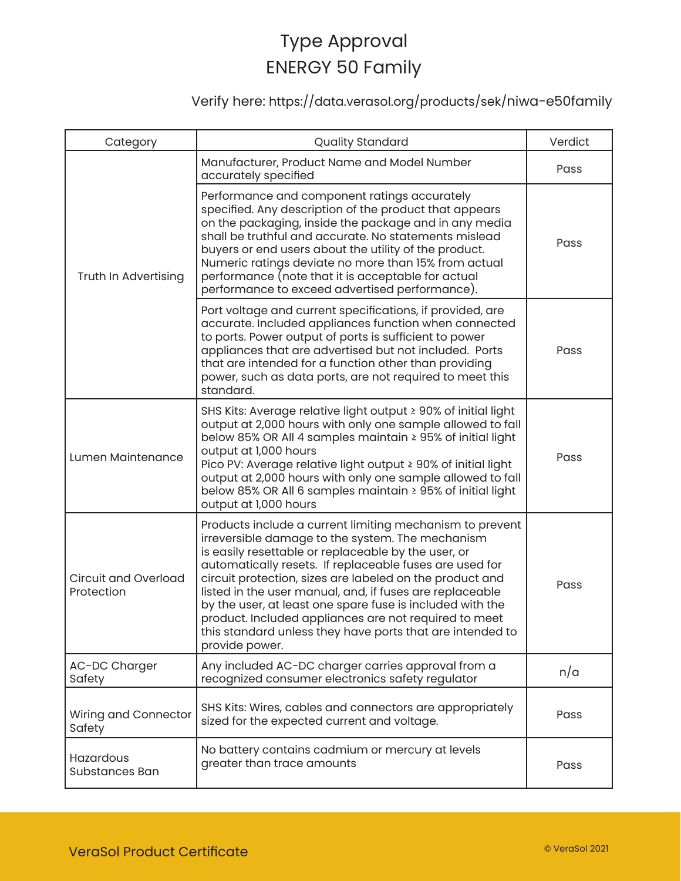# Type Approval
# ENERGY 50 Family

Verify here: https://data.verasol.org/products/sek/niwa-e50family

| Category | Quality Standard | Verdict |
|---|---|---|
| Truth In Advertising | Manufacturer, Product Name and Model Number accurately specified | Pass |
| | Performance and component ratings accurately specified. Any description of the product that appears on the packaging, inside the package and in any media shall be truthful and accurate. No statements mislead buyers or end users about the utility of the product. Numeric ratings deviate no more than 15% from actual performance (note that it is acceptable for actual performance to exceed advertised performance). | Pass |
| | Port voltage and current specifications, if provided, are accurate. Included appliances function when connected to ports. Power output of ports is sufficient to power appliances that are advertised but not included. Ports that are intended for a function other than providing power, such as data ports, are not required to meet this standard. | Pass |
| Lumen Maintenance | SHS Kits: Average relative light output ≥ 90% of initial light output at 2,000 hours with only one sample allowed to fall below 85% OR All 4 samples maintain ≥ 95% of initial light output at 1,000 hours<br>Pico PV: Average relative light output ≥ 90% of initial light output at 2,000 hours with only one sample allowed to fall below 85% OR All 6 samples maintain ≥ 95% of initial light output at 1,000 hours | Pass |
| Circuit and Overload Protection | Products include a current limiting mechanism to prevent irreversible damage to the system. The mechanism is easily resettable or replaceable by the user, or automatically resets. If replaceable fuses are used for circuit protection, sizes are labeled on the product and listed in the user manual, and, if fuses are replaceable by the user, at least one spare fuse is included with the product. Included appliances are not required to meet this standard unless they have ports that are intended to provide power. | Pass |
| AC-DC Charger Safety | Any included AC-DC charger carries approval from a recognized consumer electronics safety regulator | n/a |
| Wiring and Connector Safety | SHS Kits: Wires, cables and connectors are appropriately sized for the expected current and voltage. | Pass |
| Hazardous Substances Ban | No battery contains cadmium or mercury at levels greater than trace amounts | Pass |

VeraSol Product Certificate

© VeraSol 2021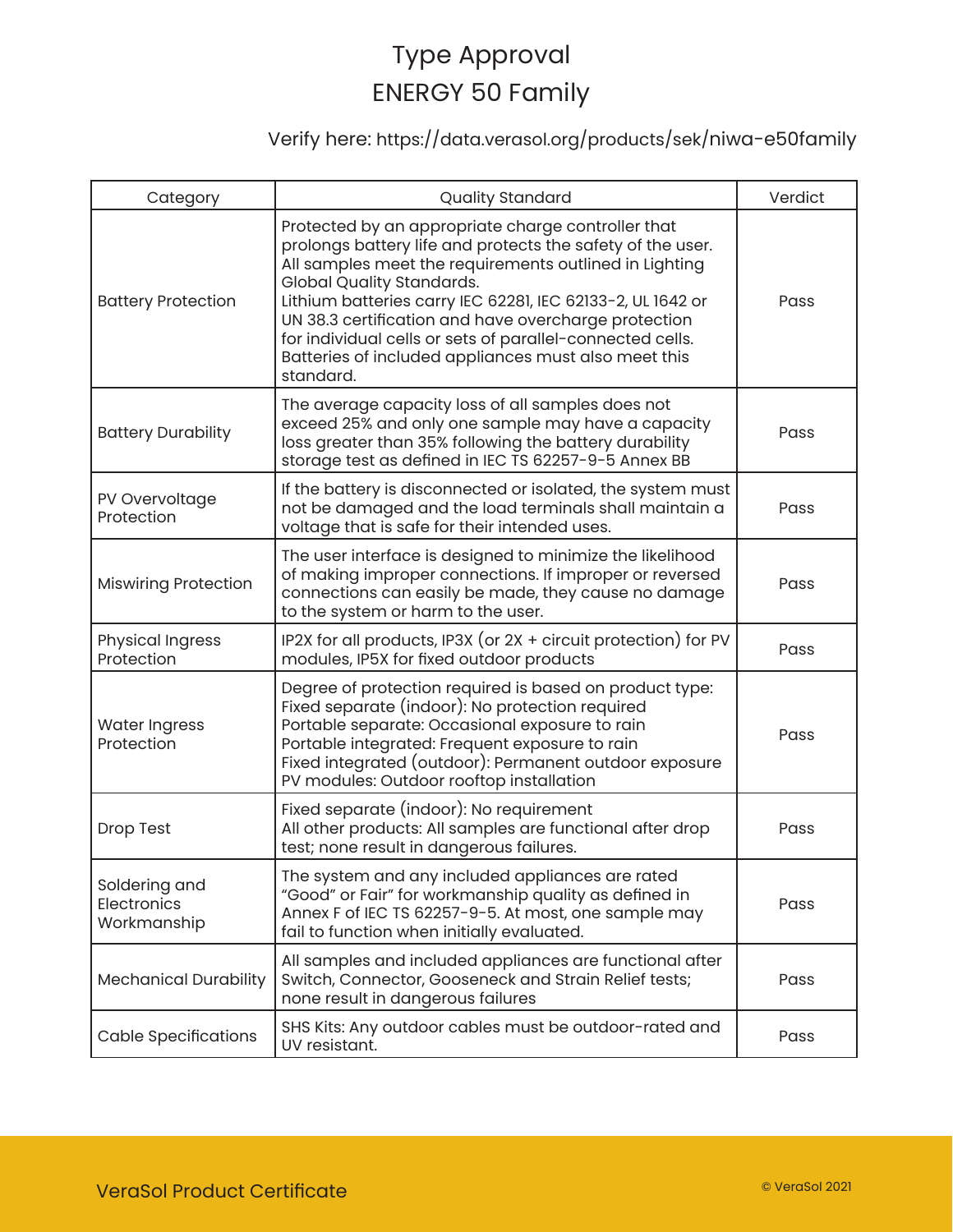# Type Approval
# ENERGY 50 Family

Verify here: https://data.verasol.org/products/sek/niwa-e50family

| Category | Quality Standard | Verdict |
|---|---|---|
| Battery Protection | Protected by an appropriate charge controller that prolongs battery life and protects the safety of the user. All samples meet the requirements outlined in Lighting Global Quality Standards.<br>Lithium batteries carry IEC 62281, IEC 62133-2, UL 1642 or UN 38.3 certification and have overcharge protection for individual cells or sets of parallel-connected cells. Batteries of included appliances must also meet this standard. | Pass |
| Battery Durability | The average capacity loss of all samples does not exceed 25% and only one sample may have a capacity loss greater than 35% following the battery durability storage test as defined in IEC TS 62257-9-5 Annex BB | Pass |
| PV Overvoltage Protection | If the battery is disconnected or isolated, the system must not be damaged and the load terminals shall maintain a voltage that is safe for their intended uses. | Pass |
| Miswiring Protection | The user interface is designed to minimize the likelihood of making improper connections. If improper or reversed connections can easily be made, they cause no damage to the system or harm to the user. | Pass |
| Physical Ingress Protection | IP2X for all products, IP3X (or 2X + circuit protection) for PV modules, IP5X for fixed outdoor products | Pass |
| Water Ingress Protection | Degree of protection required is based on product type:<br>Fixed separate (indoor): No protection required<br>Portable separate: Occasional exposure to rain<br>Portable integrated: Frequent exposure to rain<br>Fixed integrated (outdoor): Permanent outdoor exposure<br>PV modules: Outdoor rooftop installation | Pass |
| Drop Test | Fixed separate (indoor): No requirement<br>All other products: All samples are functional after drop test; none result in dangerous failures. | Pass |
| Soldering and Electronics Workmanship | The system and any included appliances are rated "Good" or Fair" for workmanship quality as defined in Annex F of IEC TS 62257-9-5. At most, one sample may fail to function when initially evaluated. | Pass |
| Mechanical Durability | All samples and included appliances are functional after Switch, Connector, Gooseneck and Strain Relief tests; none result in dangerous failures | Pass |
| Cable Specifications | SHS Kits: Any outdoor cables must be outdoor-rated and UV resistant. | Pass |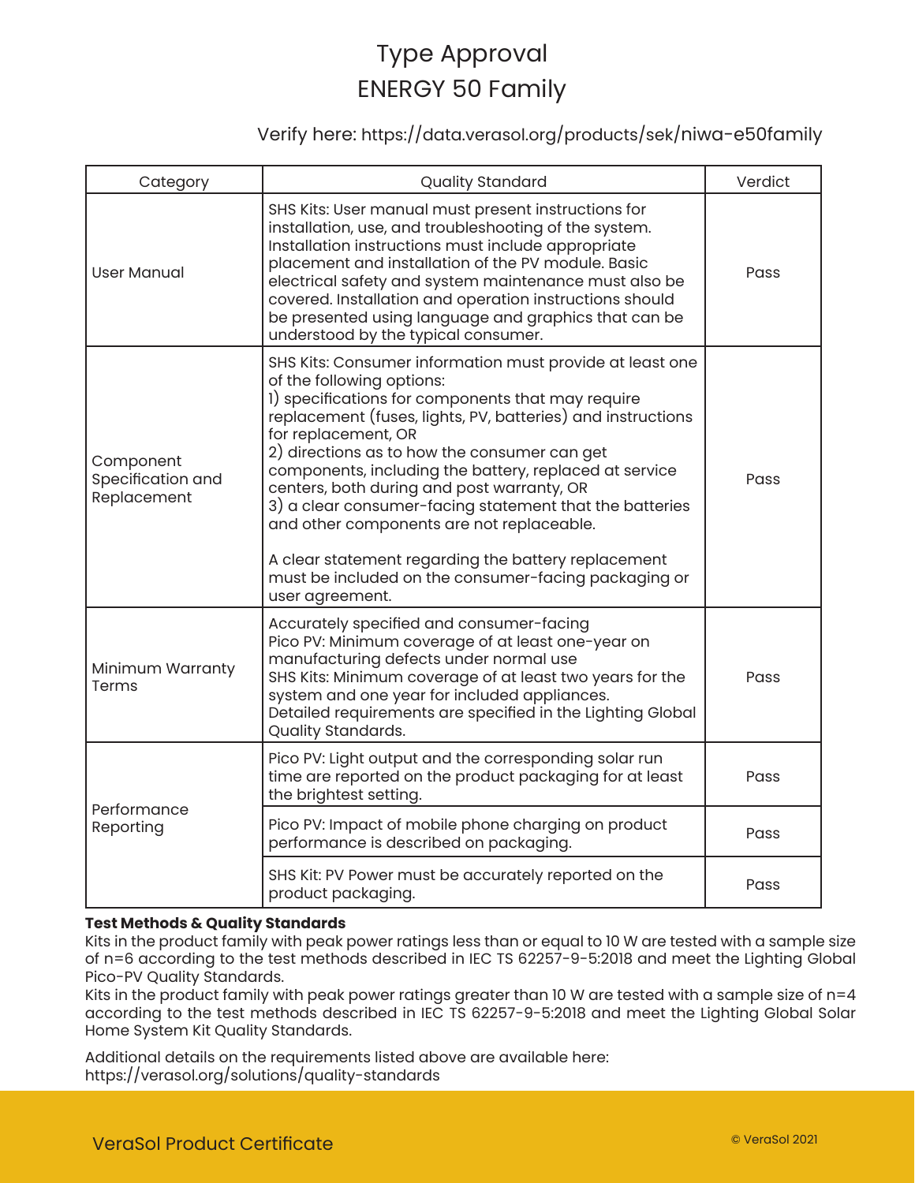# Type Approval
## ENERGY 50 Family

Verify here: https://data.verasol.org/products/sek/niwa-e50family

| Category | Quality Standard | Verdict |
|---|---|---|
| User Manual | SHS Kits: User manual must present instructions for installation, use, and troubleshooting of the system. Installation instructions must include appropriate placement and installation of the PV module. Basic electrical safety and system maintenance must also be covered. Installation and operation instructions should be presented using language and graphics that can be understood by the typical consumer. | Pass |
| Component Specification and Replacement | SHS Kits: Consumer information must provide at least one of the following options:<br>1) specifications for components that may require replacement (fuses, lights, PV, batteries) and instructions for replacement, OR<br>2) directions as to how the consumer can get components, including the battery, replaced at service centers, both during and post warranty, OR<br>3) a clear consumer-facing statement that the batteries and other components are not replaceable.<br><br>A clear statement regarding the battery replacement must be included on the consumer-facing packaging or user agreement. | Pass |
| Minimum Warranty Terms | Accurately specified and consumer-facing<br>Pico PV: Minimum coverage of at least one-year on manufacturing defects under normal use<br>SHS Kits: Minimum coverage of at least two years for the system and one year for included appliances.<br>Detailed requirements are specified in the Lighting Global Quality Standards. | Pass |
| Performance Reporting | Pico PV: Light output and the corresponding solar run time are reported on the product packaging for at least the brightest setting. | Pass |
| | Pico PV: Impact of mobile phone charging on product performance is described on packaging. | Pass |
| | SHS Kit: PV Power must be accurately reported on the product packaging. | Pass |

**Test Methods & Quality Standards**

Kits in the product family with peak power ratings less than or equal to 10 W are tested with a sample size of n=6 according to the test methods described in IEC TS 62257-9-5:2018 and meet the Lighting Global Pico-PV Quality Standards.

Kits in the product family with peak power ratings greater than 10 W are tested with a sample size of n=4 according to the test methods described in IEC TS 62257-9-5:2018 and meet the Lighting Global Solar Home System Kit Quality Standards.

Additional details on the requirements listed above are available here:
https://verasol.org/solutions/quality-standards

VeraSol Product Certificate

© VeraSol 2021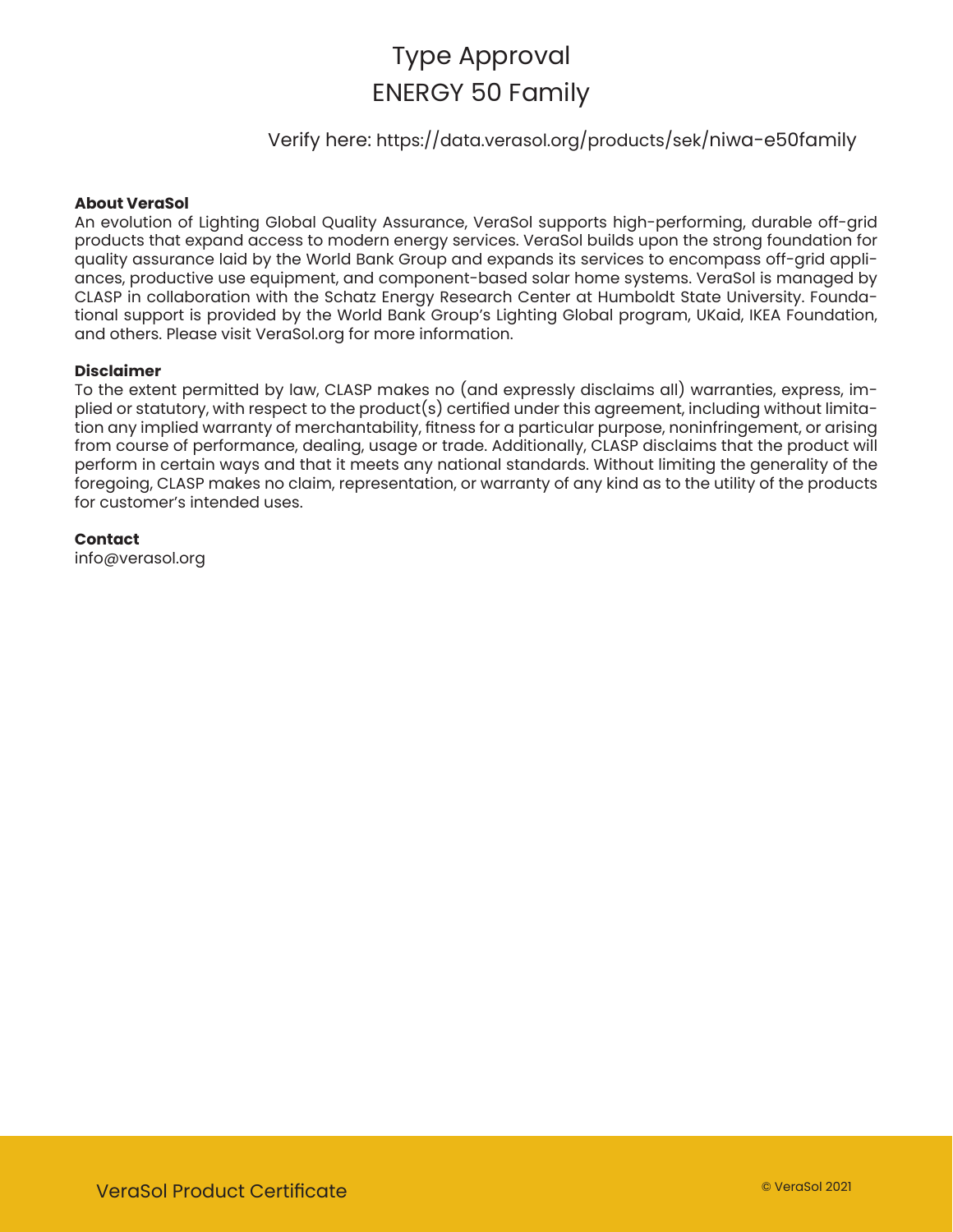# Type Approval
# ENERGY 50 Family

Verify here: https://data.verasol.org/products/sek/niwa-e50family

**About VeraSol**
An evolution of Lighting Global Quality Assurance, VeraSol supports high-performing, durable off-grid products that expand access to modern energy services. VeraSol builds upon the strong foundation for quality assurance laid by the World Bank Group and expands its services to encompass off-grid appliances, productive use equipment, and component-based solar home systems. VeraSol is managed by CLASP in collaboration with the Schatz Energy Research Center at Humboldt State University. Foundational support is provided by the World Bank Group's Lighting Global program, UKaid, IKEA Foundation, and others. Please visit VeraSol.org for more information.

**Disclaimer**
To the extent permitted by law, CLASP makes no (and expressly disclaims all) warranties, express, implied or statutory, with respect to the product(s) certified under this agreement, including without limitation any implied warranty of merchantability, fitness for a particular purpose, noninfringement, or arising from course of performance, dealing, usage or trade. Additionally, CLASP disclaims that the product will perform in certain ways and that it meets any national standards. Without limiting the generality of the foregoing, CLASP makes no claim, representation, or warranty of any kind as to the utility of the products for customer's intended uses.

**Contact**
info@verasol.org

VeraSol Product Certificate

© VeraSol 2021